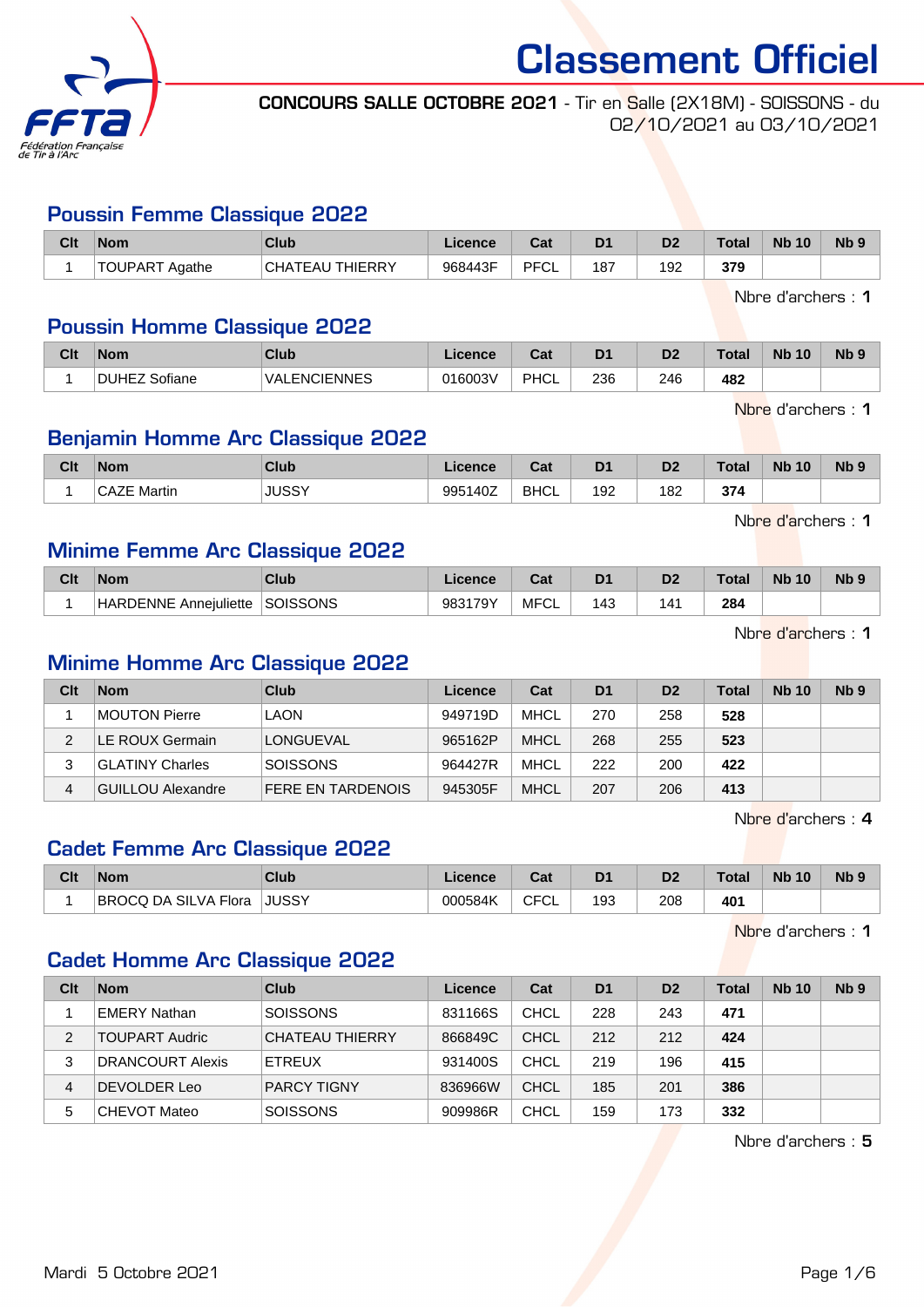# Classement Officiel

**CONCOURS SALLE OCTOBRE 2021** - Tir en Salle (2X18M) - SOISSONS - du 02/10/2021 au 03/10/2021

## Poussin Femme Classique 2022

| Clt | Nom | Club | Licence | Cat | D1 | D2 | Total | Nb 10 | Nb 9 |
|---|---|---|---|---|---|---|---|---|---|
| 1 | TOUPART Agathe | CHATEAU THIERRY | 968443F | PFCL | 187 | 192 | **379** | | |

Nbre d'archers : **1**

## Poussin Homme Classique 2022

| Clt | Nom | Club | Licence | Cat | D1 | D2 | Total | Nb 10 | Nb 9 |
|---|---|---|---|---|---|---|---|---|---|
| 1 | DUHEZ Sofiane | VALENCIENNES | 016003V | PHCL | 236 | 246 | **482** | | |

Nbre d'archers : **1**

## Benjamin Homme Arc Classique 2022

| Clt | Nom | Club | Licence | Cat | D1 | D2 | Total | Nb 10 | Nb 9 |
|---|---|---|---|---|---|---|---|---|---|
| 1 | CAZE Martin | JUSSY | 995140Z | BHCL | 192 | 182 | **374** | | |

Nbre d'archers : **1**

## Minime Femme Arc Classique 2022

| Clt | Nom | Club | Licence | Cat | D1 | D2 | Total | Nb 10 | Nb 9 |
|---|---|---|---|---|---|---|---|---|---|
| 1 | HARDENNE Annejuliette | SOISSONS | 983179Y | MFCL | 143 | 141 | **284** | | |

Nbre d'archers : **1**

## Minime Homme Arc Classique 2022

| Clt | Nom | Club | Licence | Cat | D1 | D2 | Total | Nb 10 | Nb 9 |
|---|---|---|---|---|---|---|---|---|---|
| 1 | MOUTON Pierre | LAON | 949719D | MHCL | 270 | 258 | **528** | | |
| 2 | LE ROUX Germain | LONGUEVAL | 965162P | MHCL | 268 | 255 | **523** | | |
| 3 | GLATINY Charles | SOISSONS | 964427R | MHCL | 222 | 200 | **422** | | |
| 4 | GUILLOU Alexandre | FERE EN TARDENOIS | 945305F | MHCL | 207 | 206 | **413** | | |

Nbre d'archers : **4**

## Cadet Femme Arc Classique 2022

| Clt | Nom | Club | Licence | Cat | D1 | D2 | Total | Nb 10 | Nb 9 |
|---|---|---|---|---|---|---|---|---|---|
| 1 | BROCQ DA SILVA Flora | JUSSY | 000584K | CFCL | 193 | 208 | **401** | | |

Nbre d'archers : **1**

## Cadet Homme Arc Classique 2022

| Clt | Nom | Club | Licence | Cat | D1 | D2 | Total | Nb 10 | Nb 9 |
|---|---|---|---|---|---|---|---|---|---|
| 1 | EMERY Nathan | SOISSONS | 831166S | CHCL | 228 | 243 | **471** | | |
| 2 | TOUPART Audric | CHATEAU THIERRY | 866849C | CHCL | 212 | 212 | **424** | | |
| 3 | DRANCOURT Alexis | ETREUX | 931400S | CHCL | 219 | 196 | **415** | | |
| 4 | DEVOLDER Leo | PARCY TIGNY | 836966W | CHCL | 185 | 201 | **386** | | |
| 5 | CHEVOT Mateo | SOISSONS | 909986R | CHCL | 159 | 173 | **332** | | |

Nbre d'archers : **5**

Mardi 5 Octobre 2021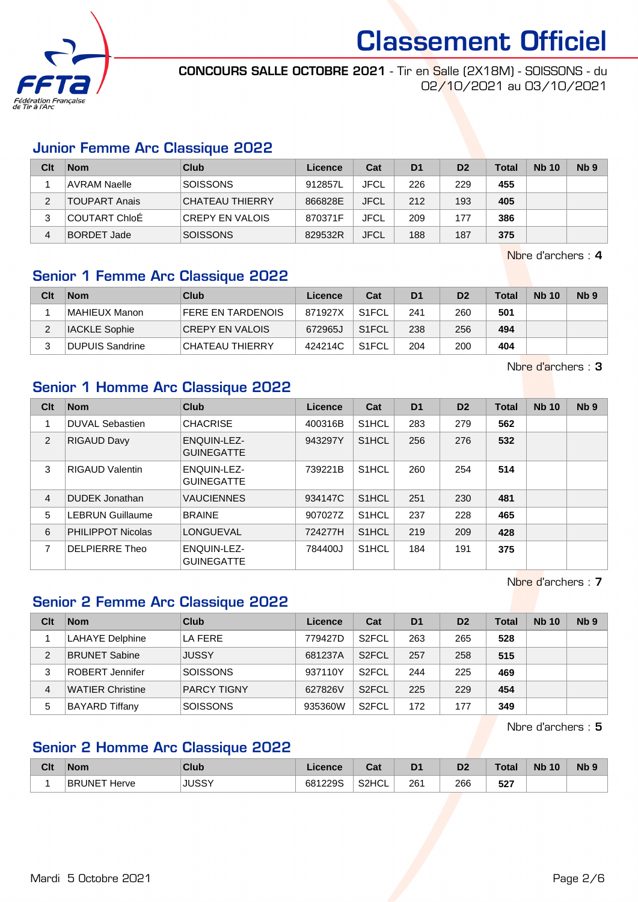# Classement Officiel

**CONCOURS SALLE OCTOBRE 2021** - Tir en Salle (2X18M) - SOISSONS - du 02/10/2021 au 03/10/2021

## Junior Femme Arc Classique 2022

| Clt | Nom | Club | Licence | Cat | D1 | D2 | Total | Nb 10 | Nb 9 |
|---|---|---|---|---|---|---|---|---|---|
| 1 | AVRAM Naelle | SOISSONS | 912857L | JFCL | 226 | 229 | **455** | | |
| 2 | TOUPART Anais | CHATEAU THIERRY | 866828E | JFCL | 212 | 193 | **405** | | |
| 3 | COUTART ChloÉ | CREPY EN VALOIS | 870371F | JFCL | 209 | 177 | **386** | | |
| 4 | BORDET Jade | SOISSONS | 829532R | JFCL | 188 | 187 | **375** | | |

Nbre d'archers : **4**

## Senior 1 Femme Arc Classique 2022

| Clt | Nom | Club | Licence | Cat | D1 | D2 | Total | Nb 10 | Nb 9 |
|---|---|---|---|---|---|---|---|---|---|
| 1 | MAHIEUX Manon | FERE EN TARDENOIS | 871927X | S1FCL | 241 | 260 | **501** | | |
| 2 | IACKLE Sophie | CREPY EN VALOIS | 672965J | S1FCL | 238 | 256 | **494** | | |
| 3 | DUPUIS Sandrine | CHATEAU THIERRY | 424214C | S1FCL | 204 | 200 | **404** | | |

Nbre d'archers : **3**

## Senior 1 Homme Arc Classique 2022

| Clt | Nom | Club | Licence | Cat | D1 | D2 | Total | Nb 10 | Nb 9 |
|---|---|---|---|---|---|---|---|---|---|
| 1 | DUVAL Sebastien | CHACRISE | 400316B | S1HCL | 283 | 279 | **562** | | |
| 2 | RIGAUD Davy | ENQUIN-LEZ-GUINEGATTE | 943297Y | S1HCL | 256 | 276 | **532** | | |
| 3 | RIGAUD Valentin | ENQUIN-LEZ-GUINEGATTE | 739221B | S1HCL | 260 | 254 | **514** | | |
| 4 | DUDEK Jonathan | VAUCIENNES | 934147C | S1HCL | 251 | 230 | **481** | | |
| 5 | LEBRUN Guillaume | BRAINE | 907027Z | S1HCL | 237 | 228 | **465** | | |
| 6 | PHILIPPOT Nicolas | LONGUEVAL | 724277H | S1HCL | 219 | 209 | **428** | | |
| 7 | DELPIERRE Theo | ENQUIN-LEZ-GUINEGATTE | 784400J | S1HCL | 184 | 191 | **375** | | |

Nbre d'archers : **7**

## Senior 2 Femme Arc Classique 2022

| Clt | Nom | Club | Licence | Cat | D1 | D2 | Total | Nb 10 | Nb 9 |
|---|---|---|---|---|---|---|---|---|---|
| 1 | LAHAYE Delphine | LA FERE | 779427D | S2FCL | 263 | 265 | **528** | | |
| 2 | BRUNET Sabine | JUSSY | 681237A | S2FCL | 257 | 258 | **515** | | |
| 3 | ROBERT Jennifer | SOISSONS | 937110Y | S2FCL | 244 | 225 | **469** | | |
| 4 | WATIER Christine | PARCY TIGNY | 627826V | S2FCL | 225 | 229 | **454** | | |
| 5 | BAYARD Tiffany | SOISSONS | 935360W | S2FCL | 172 | 177 | **349** | | |

Nbre d'archers : **5**

## Senior 2 Homme Arc Classique 2022

| Clt | Nom | Club | Licence | Cat | D1 | D2 | Total | Nb 10 | Nb 9 |
|---|---|---|---|---|---|---|---|---|---|
| 1 | BRUNET Herve | JUSSY | 681229S | S2HCL | 261 | 266 | **527** | | |

Mardi 5 Octobre 2021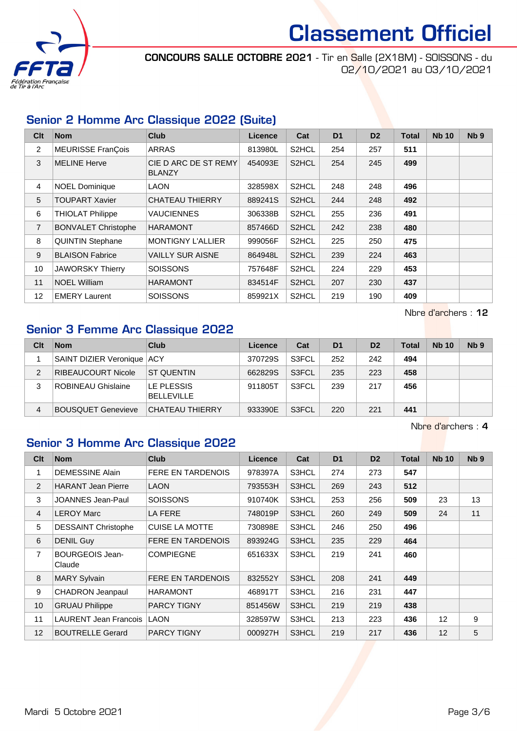# Classement Officiel

**CONCOURS SALLE OCTOBRE 2021** - Tir en Salle (2X18M) - SOISSONS - du 02/10/2021 au 03/10/2021

## Senior 2 Homme Arc Classique 2022 (Suite)

| Clt | Nom | Club | Licence | Cat | D1 | D2 | Total | Nb 10 | Nb 9 |
|---|---|---|---|---|---|---|---|---|---|
| 2 | MEURISSE FranÇois | ARRAS | 813980L | S2HCL | 254 | 257 | **511** | | |
| 3 | MELINE Herve | CIE D ARC DE ST REMY BLANZY | 454093E | S2HCL | 254 | 245 | **499** | | |
| 4 | NOEL Dominique | LAON | 328598X | S2HCL | 248 | 248 | **496** | | |
| 5 | TOUPART Xavier | CHATEAU THIERRY | 889241S | S2HCL | 244 | 248 | **492** | | |
| 6 | THIOLAT Philippe | VAUCIENNES | 306338B | S2HCL | 255 | 236 | **491** | | |
| 7 | BONVALET Christophe | HARAMONT | 857466D | S2HCL | 242 | 238 | **480** | | |
| 8 | QUINTIN Stephane | MONTIGNY L'ALLIER | 999056F | S2HCL | 225 | 250 | **475** | | |
| 9 | BLAISON Fabrice | VAILLY SUR AISNE | 864948L | S2HCL | 239 | 224 | **463** | | |
| 10 | JAWORSKY Thierry | SOISSONS | 757648F | S2HCL | 224 | 229 | **453** | | |
| 11 | NOEL William | HARAMONT | 834514F | S2HCL | 207 | 230 | **437** | | |
| 12 | EMERY Laurent | SOISSONS | 859921X | S2HCL | 219 | 190 | **409** | | |

Nbre d'archers : **12**

## Senior 3 Femme Arc Classique 2022

| Clt | Nom | Club | Licence | Cat | D1 | D2 | Total | Nb 10 | Nb 9 |
|---|---|---|---|---|---|---|---|---|---|
| 1 | SAINT DIZIER Veronique | ACY | 370729S | S3FCL | 252 | 242 | **494** | | |
| 2 | RIBEAUCOURT Nicole | ST QUENTIN | 662829S | S3FCL | 235 | 223 | **458** | | |
| 3 | ROBINEAU Ghislaine | LE PLESSIS BELLEVILLE | 911805T | S3FCL | 239 | 217 | **456** | | |
| 4 | BOUSQUET Genevieve | CHATEAU THIERRY | 933390E | S3FCL | 220 | 221 | **441** | | |

Nbre d'archers : **4**

## Senior 3 Homme Arc Classique 2022

| Clt | Nom | Club | Licence | Cat | D1 | D2 | Total | Nb 10 | Nb 9 |
|---|---|---|---|---|---|---|---|---|---|
| 1 | DEMESSINE Alain | FERE EN TARDENOIS | 978397A | S3HCL | 274 | 273 | **547** | | |
| 2 | HARANT Jean Pierre | LAON | 793553H | S3HCL | 269 | 243 | **512** | | |
| 3 | JOANNES Jean-Paul | SOISSONS | 910740K | S3HCL | 253 | 256 | **509** | 23 | 13 |
| 4 | LEROY Marc | LA FERE | 748019P | S3HCL | 260 | 249 | **509** | 24 | 11 |
| 5 | DESSAINT Christophe | CUISE LA MOTTE | 730898E | S3HCL | 246 | 250 | **496** | | |
| 6 | DENIL Guy | FERE EN TARDENOIS | 893924G | S3HCL | 235 | 229 | **464** | | |
| 7 | BOURGEOIS Jean-Claude | COMPIEGNE | 651633X | S3HCL | 219 | 241 | **460** | | |
| 8 | MARY Sylvain | FERE EN TARDENOIS | 832552Y | S3HCL | 208 | 241 | **449** | | |
| 9 | CHADRON Jeanpaul | HARAMONT | 468917T | S3HCL | 216 | 231 | **447** | | |
| 10 | GRUAU Philippe | PARCY TIGNY | 851456W | S3HCL | 219 | 219 | **438** | | |
| 11 | LAURENT Jean Francois | LAON | 328597W | S3HCL | 213 | 223 | **436** | 12 | 9 |
| 12 | BOUTRELLE Gerard | PARCY TIGNY | 000927H | S3HCL | 219 | 217 | **436** | 12 | 5 |

Mardi 5 Octobre 2021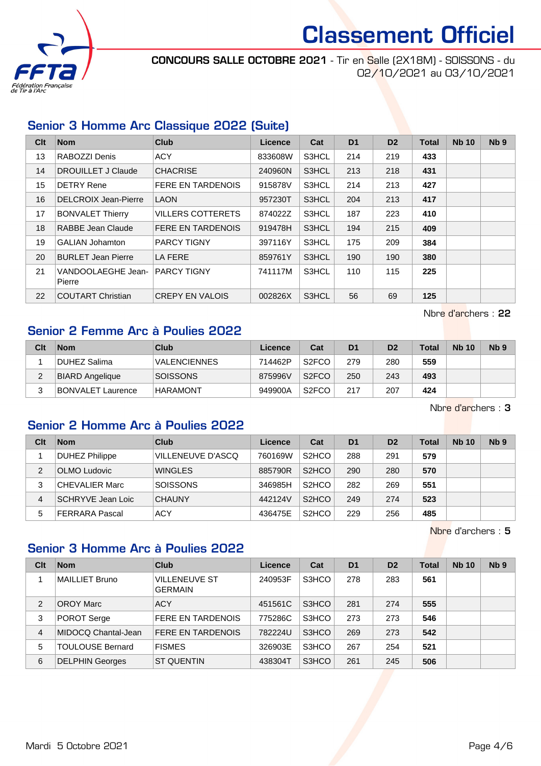# Classement Officiel

**CONCOURS SALLE OCTOBRE 2021** - Tir en Salle (2X18M) - SOISSONS - du 02/10/2021 au 03/10/2021

## Senior 3 Homme Arc Classique 2022 (Suite)

| Clt | Nom | Club | Licence | Cat | D1 | D2 | Total | Nb 10 | Nb 9 |
|---|---|---|---|---|---|---|---|---|---|
| 13 | RABOZZI Denis | ACY | 833608W | S3HCL | 214 | 219 | **433** | | |
| 14 | DROUILLET J Claude | CHACRISE | 240960N | S3HCL | 213 | 218 | **431** | | |
| 15 | DETRY Rene | FERE EN TARDENOIS | 915878V | S3HCL | 214 | 213 | **427** | | |
| 16 | DELCROIX Jean-Pierre | LAON | 957230T | S3HCL | 204 | 213 | **417** | | |
| 17 | BONVALET Thierry | VILLERS COTTERETS | 874022Z | S3HCL | 187 | 223 | **410** | | |
| 18 | RABBE Jean Claude | FERE EN TARDENOIS | 919478H | S3HCL | 194 | 215 | **409** | | |
| 19 | GALIAN Johamton | PARCY TIGNY | 397116Y | S3HCL | 175 | 209 | **384** | | |
| 20 | BURLET Jean Pierre | LA FERE | 859761Y | S3HCL | 190 | 190 | **380** | | |
| 21 | VANDOOLAEGHE Jean-Pierre | PARCY TIGNY | 741117M | S3HCL | 110 | 115 | **225** | | |
| 22 | COUTART Christian | CREPY EN VALOIS | 002826X | S3HCL | 56 | 69 | **125** | | |

Nbre d'archers : **22**

## Senior 2 Femme Arc à Poulies 2022

| Clt | Nom | Club | Licence | Cat | D1 | D2 | Total | Nb 10 | Nb 9 |
|---|---|---|---|---|---|---|---|---|---|
| 1 | DUHEZ Salima | VALENCIENNES | 714462P | S2FCO | 279 | 280 | **559** | | |
| 2 | BIARD Angelique | SOISSONS | 875996V | S2FCO | 250 | 243 | **493** | | |
| 3 | BONVALET Laurence | HARAMONT | 949900A | S2FCO | 217 | 207 | **424** | | |

Nbre d'archers : **3**

## Senior 2 Homme Arc à Poulies 2022

| Clt | Nom | Club | Licence | Cat | D1 | D2 | Total | Nb 10 | Nb 9 |
|---|---|---|---|---|---|---|---|---|---|
| 1 | DUHEZ Philippe | VILLENEUVE D'ASCQ | 760169W | S2HCO | 288 | 291 | **579** | | |
| 2 | OLMO Ludovic | WINGLES | 885790R | S2HCO | 290 | 280 | **570** | | |
| 3 | CHEVALIER Marc | SOISSONS | 346985H | S2HCO | 282 | 269 | **551** | | |
| 4 | SCHRYVE Jean Loic | CHAUNY | 442124V | S2HCO | 249 | 274 | **523** | | |
| 5 | FERRARA Pascal | ACY | 436475E | S2HCO | 229 | 256 | **485** | | |

Nbre d'archers : **5**

## Senior 3 Homme Arc à Poulies 2022

| Clt | Nom | Club | Licence | Cat | D1 | D2 | Total | Nb 10 | Nb 9 |
|---|---|---|---|---|---|---|---|---|---|
| 1 | MAILLIET Bruno | VILLENEUVE ST GERMAIN | 240953F | S3HCO | 278 | 283 | **561** | | |
| 2 | OROY Marc | ACY | 451561C | S3HCO | 281 | 274 | **555** | | |
| 3 | POROT Serge | FERE EN TARDENOIS | 775286C | S3HCO | 273 | 273 | **546** | | |
| 4 | MIDOCQ Chantal-Jean | FERE EN TARDENOIS | 782224U | S3HCO | 269 | 273 | **542** | | |
| 5 | TOULOUSE Bernard | FISMES | 326903E | S3HCO | 267 | 254 | **521** | | |
| 6 | DELPHIN Georges | ST QUENTIN | 438304T | S3HCO | 261 | 245 | **506** | | |

Mardi 5 Octobre 2021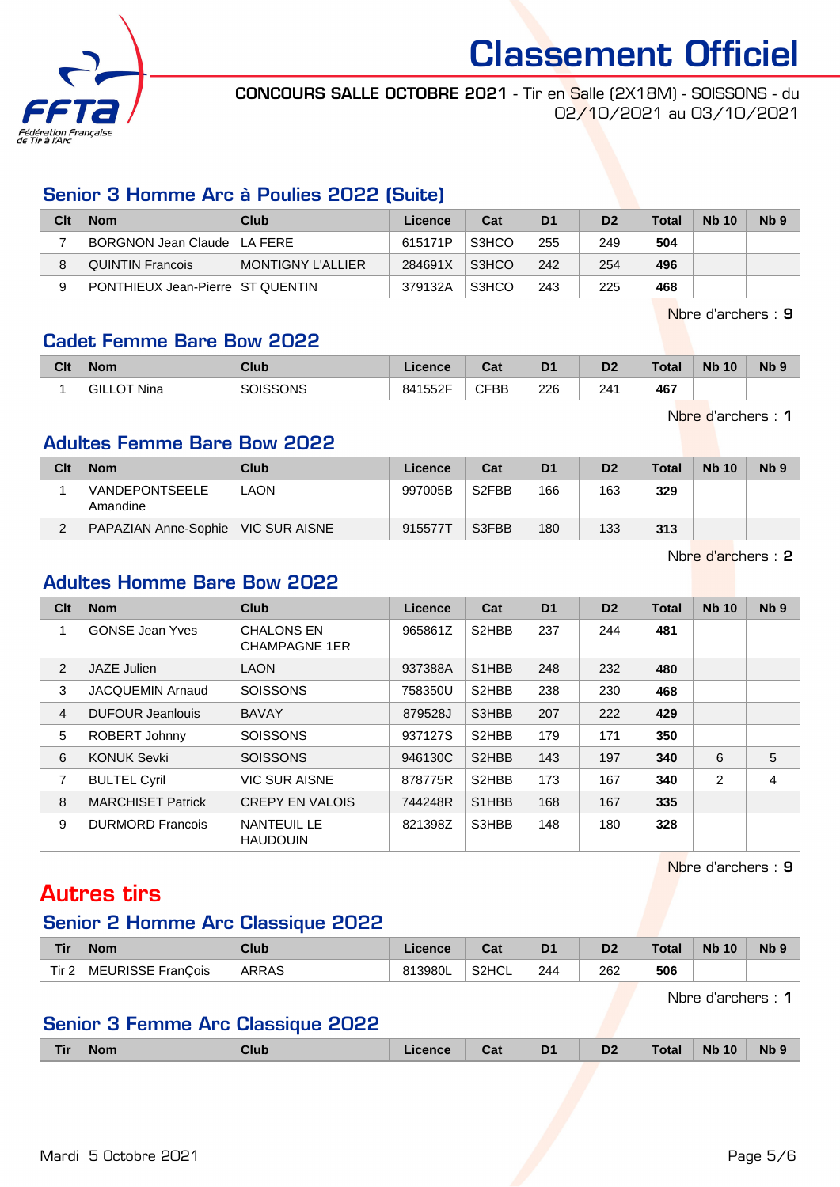# Classement Officiel

**CONCOURS SALLE OCTOBRE 2021** - Tir en Salle (2X18M) - SOISSONS - du 02/10/2021 au 03/10/2021

## Senior 3 Homme Arc à Poulies 2022 (Suite)

| Clt | Nom | Club | Licence | Cat | D1 | D2 | Total | Nb 10 | Nb 9 |
|---|---|---|---|---|---|---|---|---|---|
| 7 | BORGNON Jean Claude | LA FERE | 615171P | S3HCO | 255 | 249 | **504** | | |
| 8 | QUINTIN Francois | MONTIGNY L'ALLIER | 284691X | S3HCO | 242 | 254 | **496** | | |
| 9 | PONTHIEUX Jean-Pierre | ST QUENTIN | 379132A | S3HCO | 243 | 225 | **468** | | |

Nbre d'archers : **9**

## Cadet Femme Bare Bow 2022

| Clt | Nom | Club | Licence | Cat | D1 | D2 | Total | Nb 10 | Nb 9 |
|---|---|---|---|---|---|---|---|---|---|
| 1 | GILLOT Nina | SOISSONS | 841552F | CFBB | 226 | 241 | **467** | | |

Nbre d'archers : **1**

## Adultes Femme Bare Bow 2022

| Clt | Nom | Club | Licence | Cat | D1 | D2 | Total | Nb 10 | Nb 9 |
|---|---|---|---|---|---|---|---|---|---|
| 1 | VANDEPONTSEELE Amandine | LAON | 997005B | S2FBB | 166 | 163 | **329** | | |
| 2 | PAPAZIAN Anne-Sophie | VIC SUR AISNE | 915577T | S3FBB | 180 | 133 | **313** | | |

Nbre d'archers : **2**

## Adultes Homme Bare Bow 2022

| Clt | Nom | Club | Licence | Cat | D1 | D2 | Total | Nb 10 | Nb 9 |
|---|---|---|---|---|---|---|---|---|---|
| 1 | GONSE Jean Yves | CHALONS EN CHAMPAGNE 1ER | 965861Z | S2HBB | 237 | 244 | **481** | | |
| 2 | JAZE Julien | LAON | 937388A | S1HBB | 248 | 232 | **480** | | |
| 3 | JACQUEMIN Arnaud | SOISSONS | 758350U | S2HBB | 238 | 230 | **468** | | |
| 4 | DUFOUR Jeanlouis | BAVAY | 879528J | S3HBB | 207 | 222 | **429** | | |
| 5 | ROBERT Johnny | SOISSONS | 937127S | S2HBB | 179 | 171 | **350** | | |
| 6 | KONUK Sevki | SOISSONS | 946130C | S2HBB | 143 | 197 | **340** | 6 | 5 |
| 7 | BULTEL Cyril | VIC SUR AISNE | 878775R | S2HBB | 173 | 167 | **340** | 2 | 4 |
| 8 | MARCHISET Patrick | CREPY EN VALOIS | 744248R | S1HBB | 168 | 167 | **335** | | |
| 9 | DURMORD Francois | NANTEUIL LE HAUDOUIN | 821398Z | S3HBB | 148 | 180 | **328** | | |

Nbre d'archers : **9**

# Autres tirs

## Senior 2 Homme Arc Classique 2022

| Tir | Nom | Club | Licence | Cat | D1 | D2 | Total | Nb 10 | Nb 9 |
|---|---|---|---|---|---|---|---|---|---|
| Tir 2 | MEURISSE FranÇois | ARRAS | 813980L | S2HCL | 244 | 262 | **506** | | |

Nbre d'archers : **1**

## Senior 3 Femme Arc Classique 2022

| Tir | Nom | Club | Licence | Cat | D1 | D2 | Total | Nb 10 | Nb 9 |
|---|---|---|---|---|---|---|---|---|---|

Mardi 5 Octobre 2021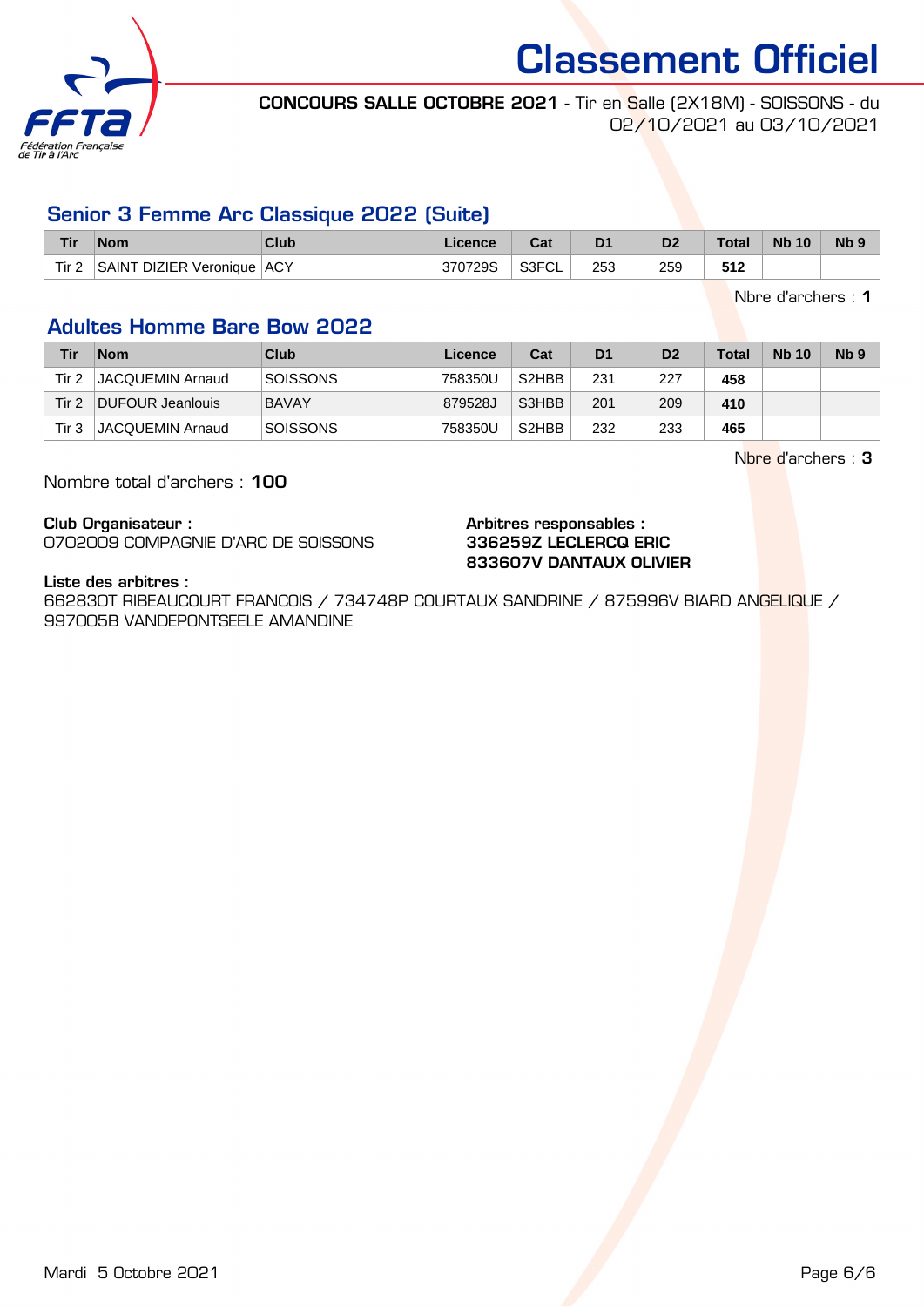# Classement Officiel

**CONCOURS SALLE OCTOBRE 2021** - Tir en Salle (2X18M) - SOISSONS - du 02/10/2021 au 03/10/2021

## Senior 3 Femme Arc Classique 2022 (Suite)

| Tir | Nom | Club | Licence | Cat | D1 | D2 | Total | Nb 10 | Nb 9 |
|---|---|---|---|---|---|---|---|---|---|
| Tir 2 | SAINT DIZIER Veronique | ACY | 370729S | S3FCL | 253 | 259 | **512** | | |

Nbre d'archers : **1**

## Adultes Homme Bare Bow 2022

| Tir | Nom | Club | Licence | Cat | D1 | D2 | Total | Nb 10 | Nb 9 |
|---|---|---|---|---|---|---|---|---|---|
| Tir 2 | JACQUEMIN Arnaud | SOISSONS | 758350U | S2HBB | 231 | 227 | **458** | | |
| Tir 2 | DUFOUR Jeanlouis | BAVAY | 879528J | S3HBB | 201 | 209 | **410** | | |
| Tir 3 | JACQUEMIN Arnaud | SOISSONS | 758350U | S2HBB | 232 | 233 | **465** | | |

Nbre d'archers : **3**

Nombre total d'archers : **100**

**Club Organisateur :**
0702009 COMPAGNIE D'ARC DE SOISSONS

**Arbitres responsables :**
**336259Z LECLERCQ ERIC**
**833607V DANTAUX OLIVIER**

**Liste des arbitres :**
662830T RIBEAUCOURT FRANCOIS / 734748P COURTAUX SANDRINE / 875996V BIARD ANGELIQUE / 997005B VANDEPONTSEELE AMANDINE

Mardi 5 Octobre 2021